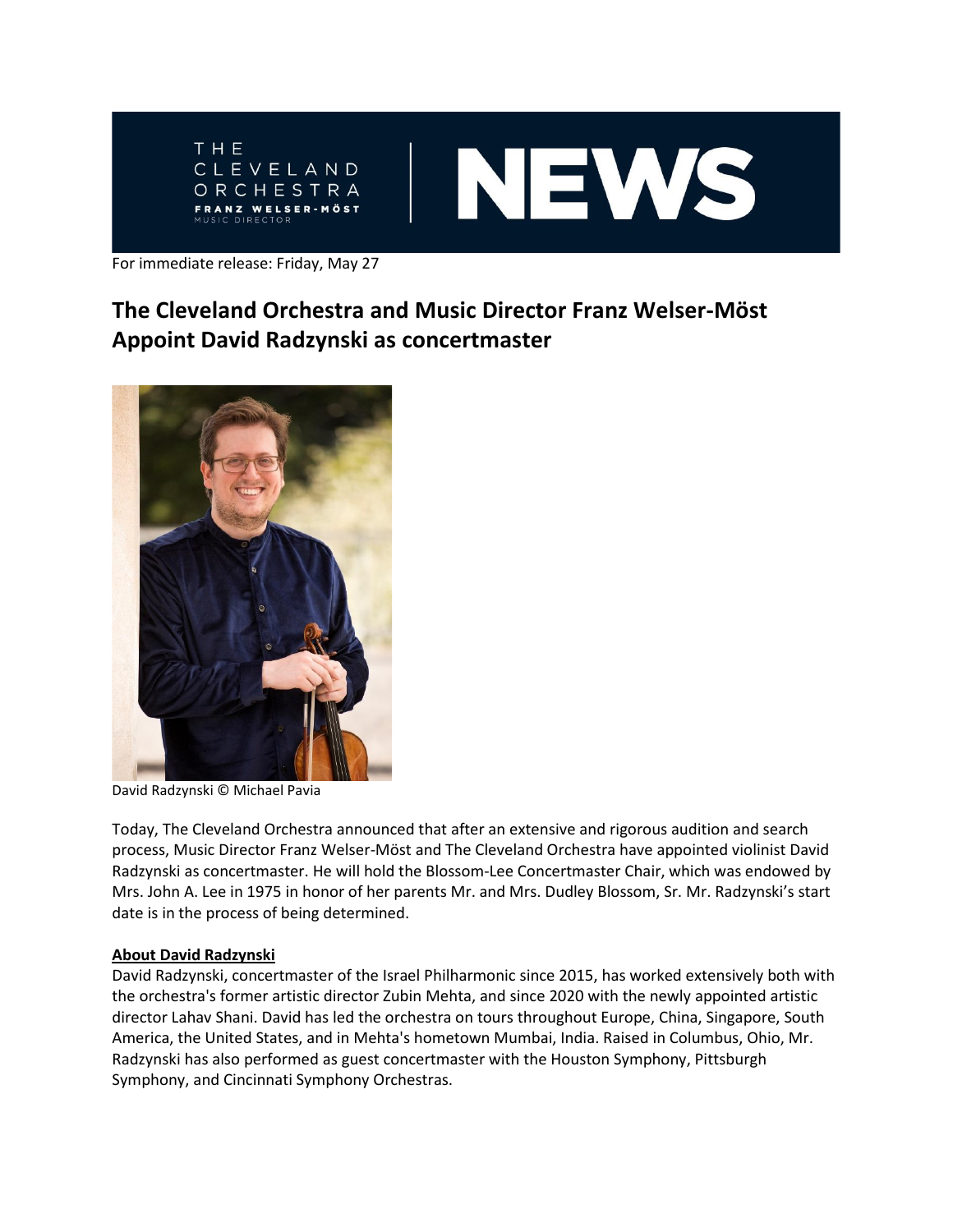For immediate release: Friday, May 27

# The Cleveland Orchestra and Music Director Franz Welser-Möst Appoint David Radzynski as concertmaster

David Radzynski © Michael Pavia

Today, The Cleveland Orchestra announced that after an extensive and rigorous audition and search process, Music Director Franz Welser-Möst and The Cleveland Orchestra have appointed violinist David Radzynski as concertmaster. He will hold the Blossom-Lee Concertmaster Chair, which was endowed by Mrs. John A. Lee in 1975 in honor of her parents Mr. and Mrs. Dudley Blossom, Sr. Mr. Radzynski's start date is in the process of being determined.

## About David Radzynski

David Radzynski, concertmaster of the Israel Philharmonic since 2015, has worked extensively both with the orchestra's former artistic director Zubin Mehta, and since 2020 with the newly appointed artistic director Lahav Shani. David has led the orchestra on tours throughout Europe, China, Singapore, South America, the United States, and in Mehta's hometown Mumbai, India. Raised in Columbus, Ohio, Mr. Radzynski has also performed as guest concertmaster with the Houston Symphony, Pittsburgh Symphony, and Cincinnati Symphony Orchestras.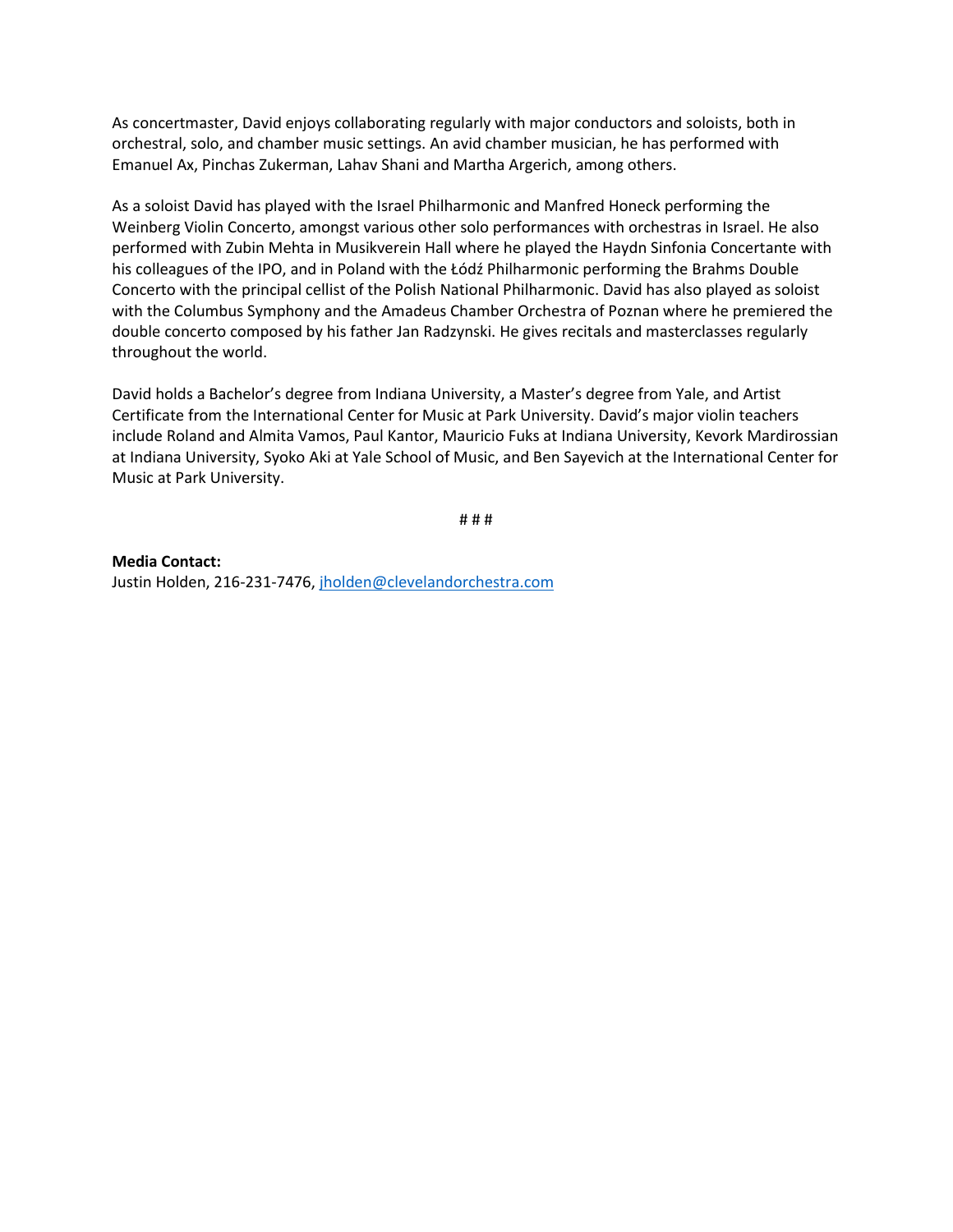As concertmaster, David enjoys collaborating regularly with major conductors and soloists, both in orchestral, solo, and chamber music settings. An avid chamber musician, he has performed with Emanuel Ax, Pinchas Zukerman, Lahav Shani and Martha Argerich, among others.

As a soloist David has played with the Israel Philharmonic and Manfred Honeck performing the Weinberg Violin Concerto, amongst various other solo performances with orchestras in Israel. He also performed with Zubin Mehta in Musikverein Hall where he played the Haydn Sinfonia Concertante with his colleagues of the IPO, and in Poland with the Łódź Philharmonic performing the Brahms Double Concerto with the principal cellist of the Polish National Philharmonic. David has also played as soloist with the Columbus Symphony and the Amadeus Chamber Orchestra of Poznan where he premiered the double concerto composed by his father Jan Radzynski. He gives recitals and masterclasses regularly throughout the world.

David holds a Bachelor's degree from Indiana University, a Master's degree from Yale, and Artist Certificate from the International Center for Music at Park University. David's major violin teachers include Roland and Almita Vamos, Paul Kantor, Mauricio Fuks at Indiana University, Kevork Mardirossian at Indiana University, Syoko Aki at Yale School of Music, and Ben Sayevich at the International Center for Music at Park University.

# # #

**Media Contact:**
Justin Holden, 216-231-7476, jholden@clevelandorchestra.com